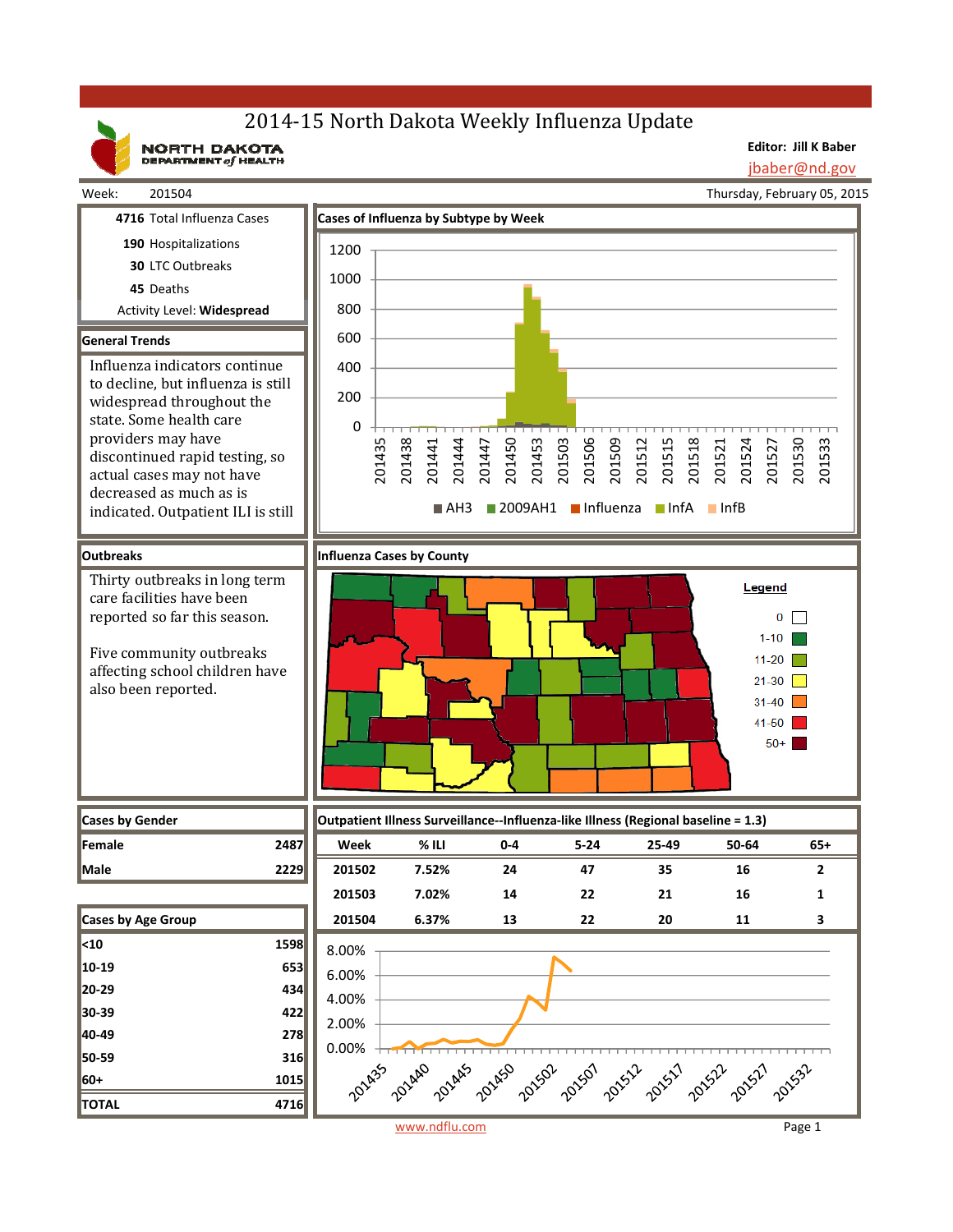# 2014-15 North Dakota Weekly Influenza Update

**NORTH DAKOTA DEPARTMENT of HEALTH**

**Editor: Jill K Baber**
jbaber@nd.gov

Week: 201504 | Thursday, February 05, 2015

**4716** Total Influenza Cases

**190** Hospitalizations

**30** LTC Outbreaks

**45** Deaths

Activity Level: **Widespread**

## General Trends

Influenza indicators continue to decline, but influenza is still widespread throughout the state. Some health care providers may have discontinued rapid testing, so actual cases may not have decreased as much as is indicated. Outpatient ILI is still

## Cases of Influenza by Subtype by Week

AH3 | 2009AH1 | Influenza | InfA | InfB

## Outbreaks

Thirty outbreaks in long term care facilities have been reported so far this season.

Five community outbreaks affecting school children have also been reported.

## Influenza Cases by County

Legend: 0 | 1-10 | 11-20 | 21-30 | 31-40 | 41-50 | 50+

## Cases by Gender

| Cases by Gender | |
|---|---|
| Female | 2487 |
| Male | 2229 |

## Outpatient Illness Surveillance--Influenza-like Illness (Regional baseline = 1.3)

| Week | % ILI | 0-4 | 5-24 | 25-49 | 50-64 | 65+ |
|---|---|---|---|---|---|---|
| 201502 | 7.52% | 24 | 47 | 35 | 16 | 2 |
| 201503 | 7.02% | 14 | 22 | 21 | 16 | 1 |
| 201504 | 6.37% | 13 | 22 | 20 | 11 | 3 |

## Cases by Age Group

| Cases by Age Group | |
|---|---|
| <10 | 1598 |
| 10-19 | 653 |
| 20-29 | 434 |
| 30-39 | 422 |
| 40-49 | 278 |
| 50-59 | 316 |
| 60+ | 1015 |
| TOTAL | 4716 |

www.ndflu.com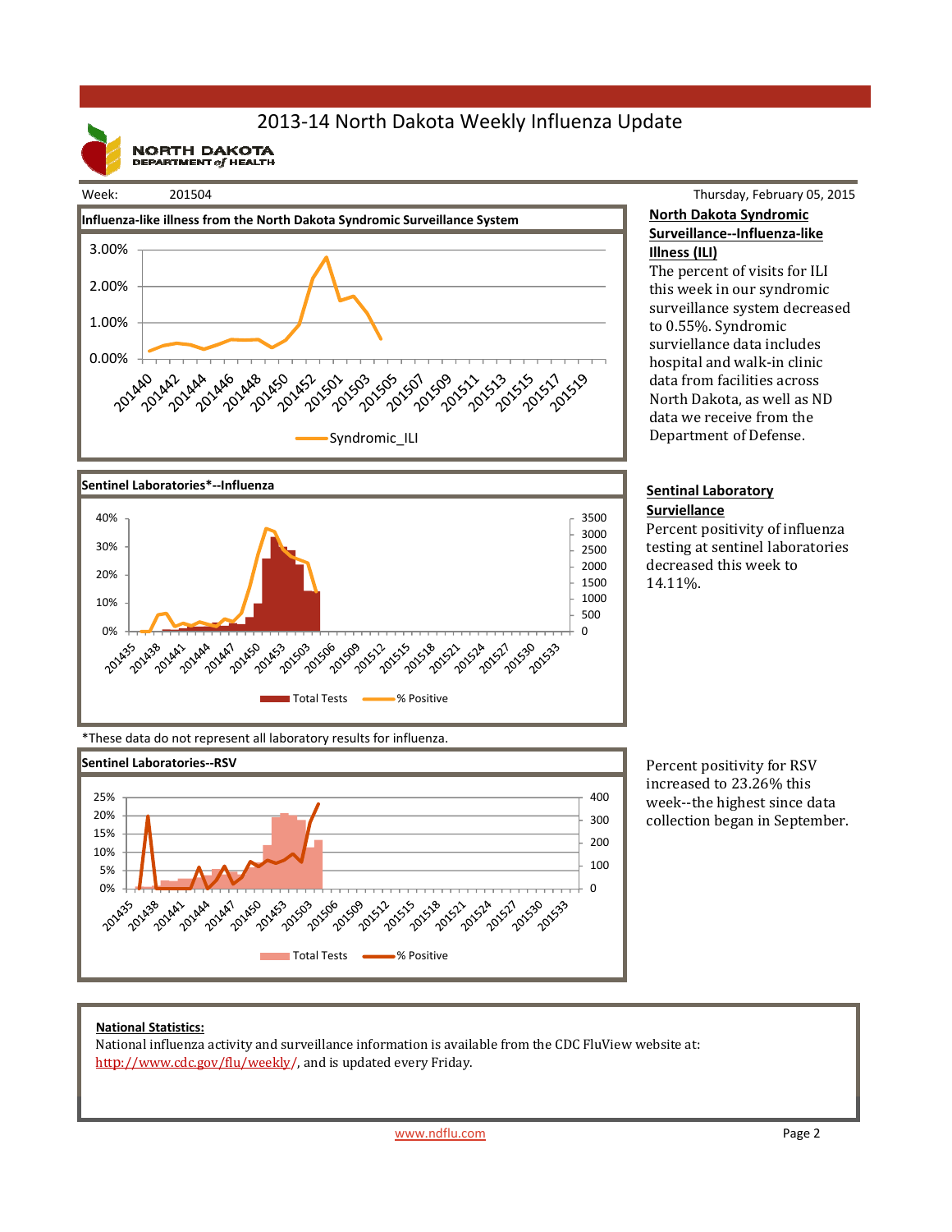# 2013-14 North Dakota Weekly Influenza Update

NORTH DAKOTA DEPARTMENT of HEALTH

Week: 201504

Thursday, February 05, 2015

**Influenza-like illness from the North Dakota Syndromic Surveillance System**

**North Dakota Syndromic Surveillance--Influenza-like Illness (ILI)**

The percent of visits for ILI this week in our syndromic surveillance system decreased to 0.55%. Syndromic surviellance data includes hospital and walk-in clinic data from facilities across North Dakota, as well as ND data we receive from the Department of Defense.

**Sentinel Laboratories*--Influenza**

**Sentinal Laboratory Surviellance**

Percent positivity of influenza testing at sentinel laboratories decreased this week to 14.11%.

*These data do not represent all laboratory results for influenza.

**Sentinel Laboratories--RSV**

Percent positivity for RSV increased to 23.26% this week--the highest since data collection began in September.

**National Statistics:**

National influenza activity and surveillance information is available from the CDC FluView website at: http://www.cdc.gov/flu/weekly/, and is updated every Friday.

www.ndflu.com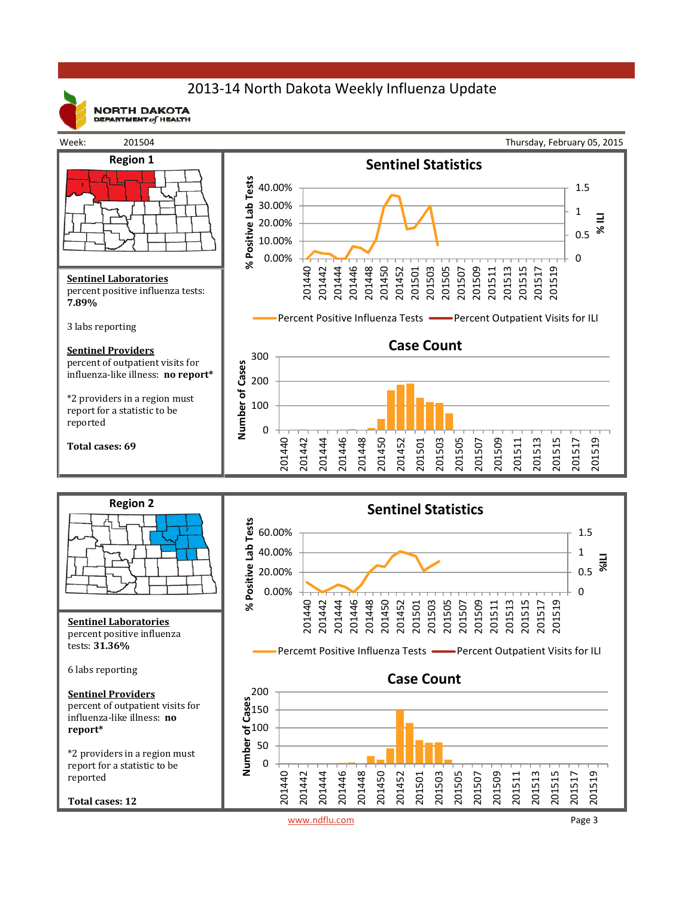# 2013-14 North Dakota Weekly Influenza Update

NORTH DAKOTA DEPARTMENT of HEALTH

Week: 201504 Thursday, February 05, 2015

## Region 1

**Sentinel Laboratories**
percent positive influenza tests: **7.89%**

3 labs reporting

**Sentinel Providers**
percent of outpatient visits for influenza-like illness: **no report***

*2 providers in a region must report for a statistic to be reported

**Total cases: 69**

### Sentinel Statistics

% Positive Lab Tests: 40.00%, 30.00%, 20.00%, 10.00%, 0.00%
% ILI: 1.5, 1, 0.5, 0

201440, 201442, 201444, 201446, 201448, 201450, 201452, 201501, 201503, 201505, 201507, 201509, 201511, 201513, 201515, 201517, 201519

Percent Positive Influenza Tests — Percent Outpatient Visits for ILI

### Case Count

Number of Cases: 300, 200, 100, 0

201440, 201442, 201444, 201446, 201448, 201450, 201452, 201501, 201503, 201505, 201507, 201509, 201511, 201513, 201515, 201517, 201519

## Region 2

**Sentinel Laboratories**
percent positive influenza tests: **31.36%**

6 labs reporting

**Sentinel Providers**
percent of outpatient visits for influenza-like illness: **no report***

*2 providers in a region must report for a statistic to be reported

**Total cases: 12**

### Sentinel Statistics

% Positive Lab Tests: 60.00%, 40.00%, 20.00%, 0.00%
%ILI: 1.5, 1, 0.5, 0

201440, 201442, 201444, 201446, 201448, 201450, 201452, 201501, 201503, 201505, 201507, 201509, 201511, 201513, 201515, 201517, 201519

Percemt Positive Influenza Tests — Percent Outpatient Visits for ILI

### Case Count

Number of Cases: 200, 150, 100, 50, 0

201440, 201442, 201444, 201446, 201448, 201450, 201452, 201501, 201503, 201505, 201507, 201509, 201511, 201513, 201515, 201517, 201519

www.ndflu.com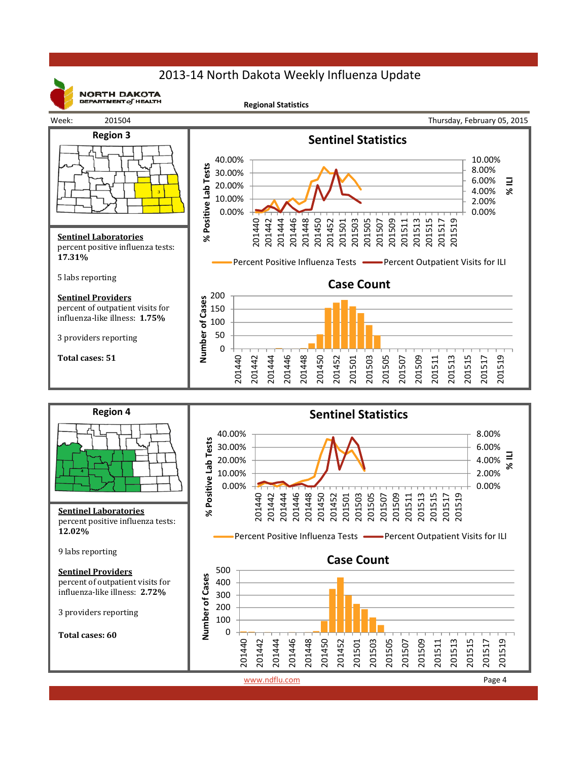# 2013-14 North Dakota Weekly Influenza Update

NORTH DAKOTA DEPARTMENT of HEALTH

**Regional Statistics**

Week: 201504

Thursday, February 05, 2015

## Region 3

**Sentinel Laboratories**
percent positive influenza tests:
**17.31%**

5 labs reporting

**Sentinel Providers**
percent of outpatient visits for influenza-like illness: **1.75%**

3 providers reporting

**Total cases: 51**

### Sentinel Statistics

% Positive Lab Tests
40.00%
30.00%
20.00%
10.00%
0.00%

% ILI
10.00%
8.00%
6.00%
4.00%
2.00%
0.00%

201440 201442 201444 201446 201448 201450 201452 201501 201503 201505 201507 201509 201511 201513 201515 201517 201519

Percent Positive Influenza Tests
Percent Outpatient Visits for ILI

### Case Count

Number of Cases
200
150
100
50
0

201440 201442 201444 201446 201448 201450 201452 201501 201503 201505 201507 201509 201511 201513 201515 201517 201519

## Region 4

**Sentinel Laboratories**
percent positive influenza tests:
**12.02%**

9 labs reporting

**Sentinel Providers**
percent of outpatient visits for influenza-like illness: **2.72%**

3 providers reporting

**Total cases: 60**

### Sentinel Statistics

% Positive Lab Tests
40.00%
30.00%
20.00%
10.00%
0.00%

% ILI
8.00%
6.00%
4.00%
2.00%
0.00%

201440 201442 201444 201446 201448 201450 201452 201501 201503 201505 201507 201509 201511 201513 201515 201517 201519

Percent Positive Influenza Tests
Percent Outpatient Visits for ILI

### Case Count

Number of Cases
500
400
300
200
100
0

201440 201442 201444 201446 201448 201450 201452 201501 201503 201505 201507 201509 201511 201513 201515 201517 201519

www.ndflu.com